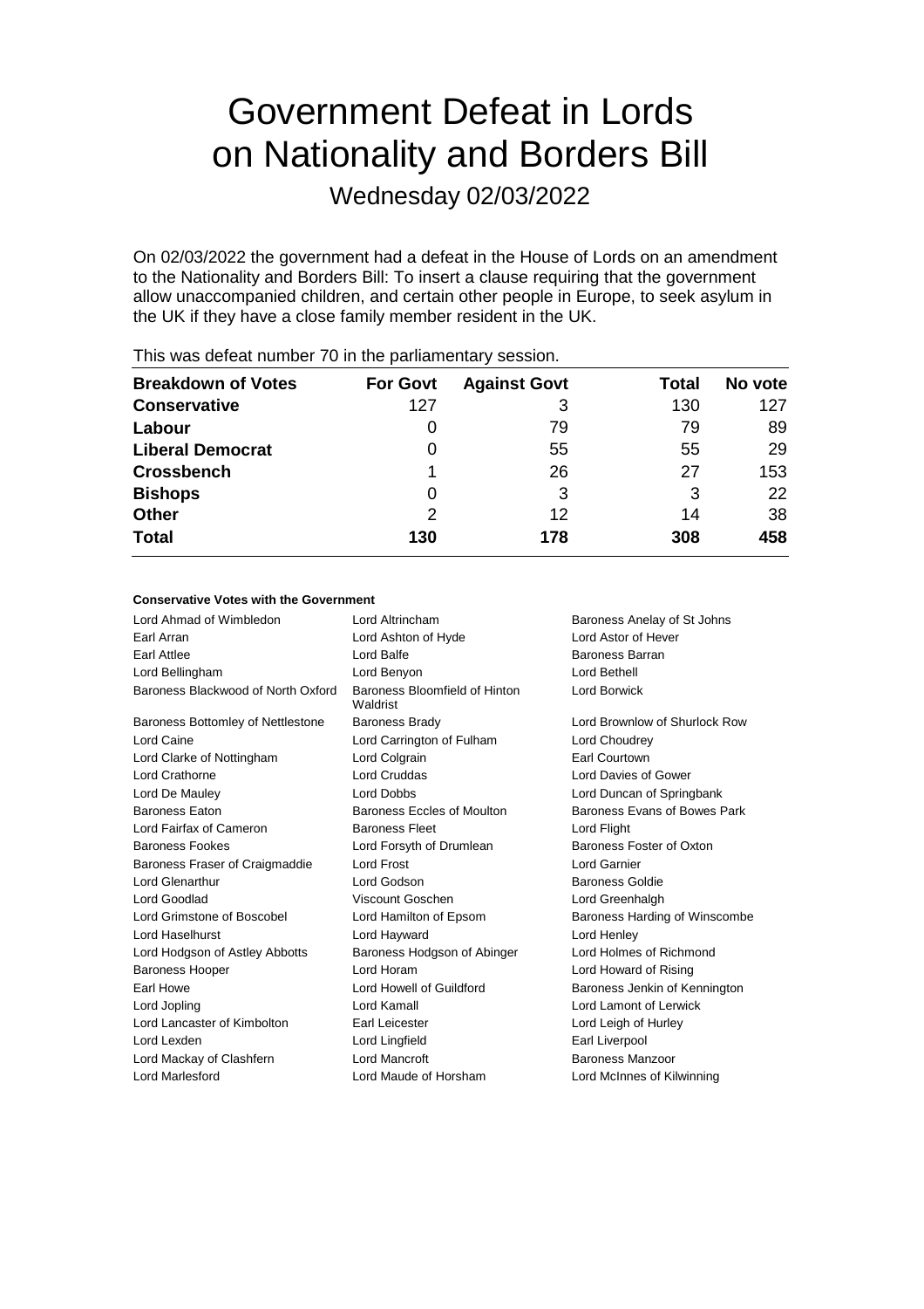# Government Defeat in Lords on Nationality and Borders Bill

## Wednesday 02/03/2022

On 02/03/2022 the government had a defeat in the House of Lords on an amendment to the Nationality and Borders Bill: To insert a clause requiring that the government allow unaccompanied children, and certain other people in Europe, to seek asylum in the UK if they have a close family member resident in the UK.

This was defeat number 70 in the parliamentary session.

| Breakdown of Votes | For Govt | Against Govt | Total | No vote |
|---|---|---|---|---|
| **Conservative** | 127 | 3 | 130 | 127 |
| **Labour** | 0 | 79 | 79 | 89 |
| **Liberal Democrat** | 0 | 55 | 55 | 29 |
| **Crossbench** | 1 | 26 | 27 | 153 |
| **Bishops** | 0 | 3 | 3 | 22 |
| **Other** | 2 | 12 | 14 | 38 |
| **Total** | **130** | **178** | **308** | **458** |

#### Conservative Votes with the Government

| | | |
|---|---|---|
| Lord Ahmad of Wimbledon | Lord Altrincham | Baroness Anelay of St Johns |
| Earl Arran | Lord Ashton of Hyde | Lord Astor of Hever |
| Earl Attlee | Lord Balfe | Baroness Barran |
| Lord Bellingham | Lord Benyon | Lord Bethell |
| Baroness Blackwood of North Oxford | Baroness Bloomfield of Hinton Waldrist | Lord Borwick |
| Baroness Bottomley of Nettlestone | Baroness Brady | Lord Brownlow of Shurlock Row |
| Lord Caine | Lord Carrington of Fulham | Lord Choudrey |
| Lord Clarke of Nottingham | Lord Colgrain | Earl Courtown |
| Lord Crathorne | Lord Cruddas | Lord Davies of Gower |
| Lord De Mauley | Lord Dobbs | Lord Duncan of Springbank |
| Baroness Eaton | Baroness Eccles of Moulton | Baroness Evans of Bowes Park |
| Lord Fairfax of Cameron | Baroness Fleet | Lord Flight |
| Baroness Fookes | Lord Forsyth of Drumlean | Baroness Foster of Oxton |
| Baroness Fraser of Craigmaddie | Lord Frost | Lord Garnier |
| Lord Glenarthur | Lord Godson | Baroness Goldie |
| Lord Goodlad | Viscount Goschen | Lord Greenhalgh |
| Lord Grimstone of Boscobel | Lord Hamilton of Epsom | Baroness Harding of Winscombe |
| Lord Haselhurst | Lord Hayward | Lord Henley |
| Lord Hodgson of Astley Abbotts | Baroness Hodgson of Abinger | Lord Holmes of Richmond |
| Baroness Hooper | Lord Horam | Lord Howard of Rising |
| Earl Howe | Lord Howell of Guildford | Baroness Jenkin of Kennington |
| Lord Jopling | Lord Kamall | Lord Lamont of Lerwick |
| Lord Lancaster of Kimbolton | Earl Leicester | Lord Leigh of Hurley |
| Lord Lexden | Lord Lingfield | Earl Liverpool |
| Lord Mackay of Clashfern | Lord Mancroft | Baroness Manzoor |
| Lord Marlesford | Lord Maude of Horsham | Lord McInnes of Kilwinning |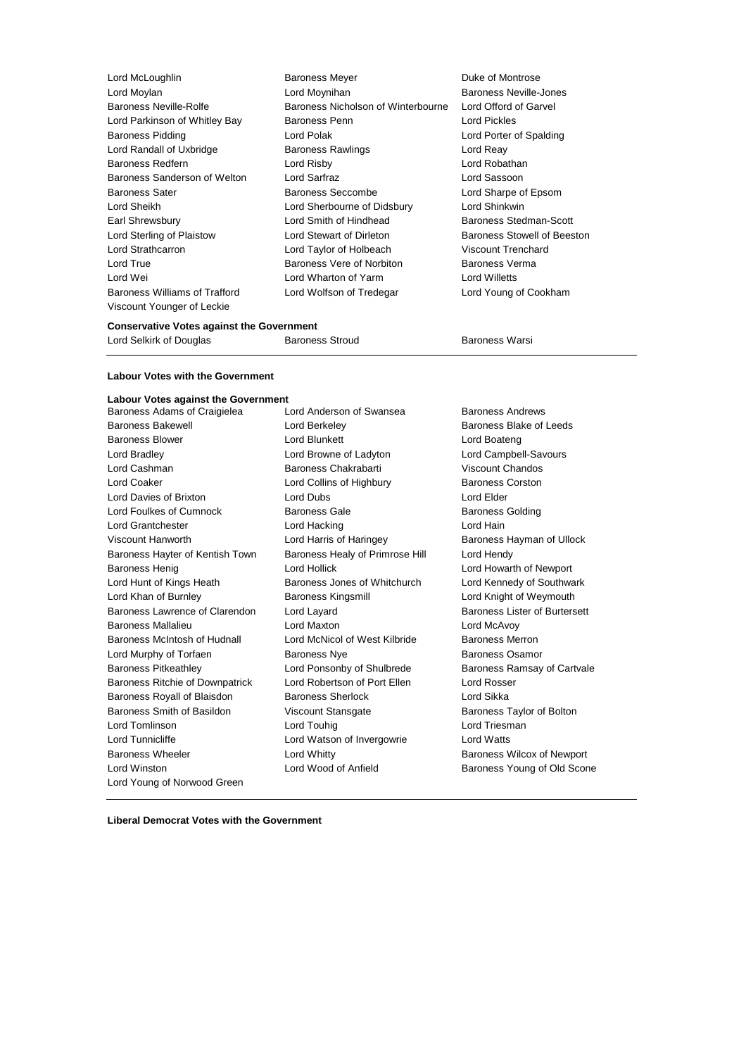Lord McLoughlin
Baroness Meyer
Duke of Montrose
Lord Moylan
Lord Moynihan
Baroness Neville-Jones
Baroness Neville-Rolfe
Baroness Nicholson of Winterbourne
Lord Offord of Garvel
Lord Parkinson of Whitley Bay
Baroness Penn
Lord Pickles
Baroness Pidding
Lord Polak
Lord Porter of Spalding
Lord Randall of Uxbridge
Baroness Rawlings
Lord Reay
Baroness Redfern
Lord Risby
Lord Robathan
Baroness Sanderson of Welton
Lord Sarfraz
Lord Sassoon
Baroness Sater
Baroness Seccombe
Lord Sharpe of Epsom
Lord Sheikh
Lord Sherbourne of Didsbury
Lord Shinkwin
Earl Shrewsbury
Lord Smith of Hindhead
Baroness Stedman-Scott
Lord Sterling of Plaistow
Lord Stewart of Dirleton
Baroness Stowell of Beeston
Lord Strathcarron
Lord Taylor of Holbeach
Viscount Trenchard
Lord True
Baroness Vere of Norbiton
Baroness Verma
Lord Wei
Lord Wharton of Yarm
Lord Willetts
Baroness Williams of Trafford
Lord Wolfson of Tredegar
Lord Young of Cookham
Viscount Younger of Leckie

**Conservative Votes against the Government**

Lord Selkirk of Douglas
Baroness Stroud
Baroness Warsi

---

**Labour Votes with the Government**

**Labour Votes against the Government**

Baroness Adams of Craigielea
Lord Anderson of Swansea
Baroness Andrews
Baroness Bakewell
Lord Berkeley
Baroness Blake of Leeds
Baroness Blower
Lord Blunkett
Lord Boateng
Lord Bradley
Lord Browne of Ladyton
Lord Campbell-Savours
Lord Cashman
Baroness Chakrabarti
Viscount Chandos
Lord Coaker
Lord Collins of Highbury
Baroness Corston
Lord Davies of Brixton
Lord Dubs
Lord Elder
Lord Foulkes of Cumnock
Baroness Gale
Baroness Golding
Lord Grantchester
Lord Hacking
Lord Hain
Viscount Hanworth
Lord Harris of Haringey
Baroness Hayman of Ullock
Baroness Hayter of Kentish Town
Baroness Healy of Primrose Hill
Lord Hendy
Baroness Henig
Lord Hollick
Lord Howarth of Newport
Lord Hunt of Kings Heath
Baroness Jones of Whitchurch
Lord Kennedy of Southwark
Lord Khan of Burnley
Baroness Kingsmill
Lord Knight of Weymouth
Baroness Lawrence of Clarendon
Lord Layard
Baroness Lister of Burtersett
Baroness Mallalieu
Lord Maxton
Lord McAvoy
Baroness McIntosh of Hudnall
Lord McNicol of West Kilbride
Baroness Merron
Lord Murphy of Torfaen
Baroness Nye
Baroness Osamor
Baroness Pitkeathley
Lord Ponsonby of Shulbrede
Baroness Ramsay of Cartvale
Baroness Ritchie of Downpatrick
Lord Robertson of Port Ellen
Lord Rosser
Baroness Royall of Blaisdon
Baroness Sherlock
Lord Sikka
Baroness Smith of Basildon
Viscount Stansgate
Baroness Taylor of Bolton
Lord Tomlinson
Lord Touhig
Lord Triesman
Lord Tunnicliffe
Lord Watson of Invergowrie
Lord Watts
Baroness Wheeler
Lord Whitty
Baroness Wilcox of Newport
Lord Winston
Lord Wood of Anfield
Baroness Young of Old Scone
Lord Young of Norwood Green

---

**Liberal Democrat Votes with the Government**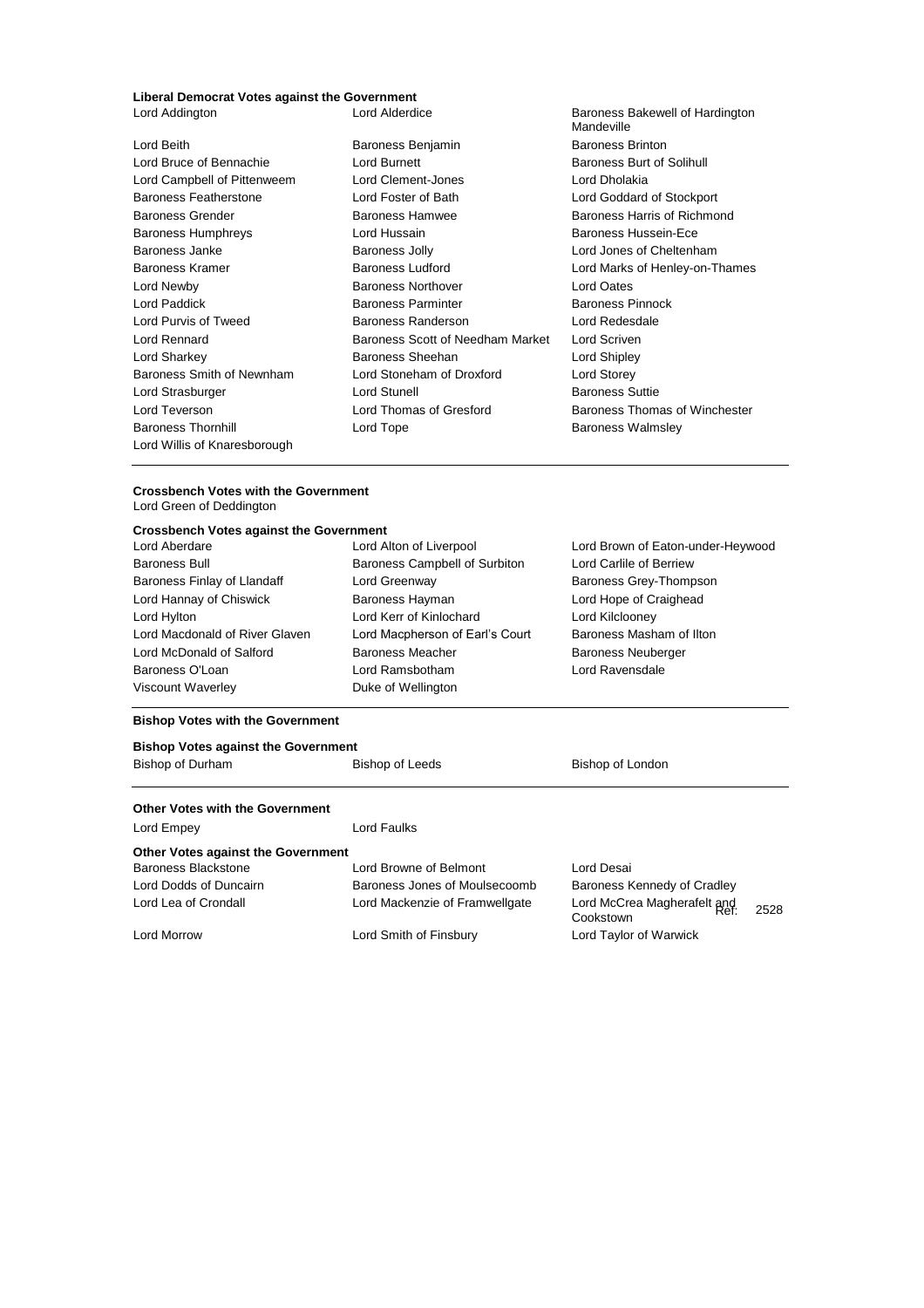**Liberal Democrat Votes against the Government**

| | | |
|---|---|---|
| Lord Addington | Lord Alderdice | Baroness Bakewell of Hardington Mandeville |
| Lord Beith | Baroness Benjamin | Baroness Brinton |
| Lord Bruce of Bennachie | Lord Burnett | Baroness Burt of Solihull |
| Lord Campbell of Pittenweem | Lord Clement-Jones | Lord Dholakia |
| Baroness Featherstone | Lord Foster of Bath | Lord Goddard of Stockport |
| Baroness Grender | Baroness Hamwee | Baroness Harris of Richmond |
| Baroness Humphreys | Lord Hussain | Baroness Hussein-Ece |
| Baroness Janke | Baroness Jolly | Lord Jones of Cheltenham |
| Baroness Kramer | Baroness Ludford | Lord Marks of Henley-on-Thames |
| Lord Newby | Baroness Northover | Lord Oates |
| Lord Paddick | Baroness Parminter | Baroness Pinnock |
| Lord Purvis of Tweed | Baroness Randerson | Lord Redesdale |
| Lord Rennard | Baroness Scott of Needham Market | Lord Scriven |
| Lord Sharkey | Baroness Sheehan | Lord Shipley |
| Baroness Smith of Newnham | Lord Stoneham of Droxford | Lord Storey |
| Lord Strasburger | Lord Stunell | Baroness Suttie |
| Lord Teverson | Lord Thomas of Gresford | Baroness Thomas of Winchester |
| Baroness Thornhill | Lord Tope | Baroness Walmsley |
| Lord Willis of Knaresborough | | |

**Crossbench Votes with the Government**

Lord Green of Deddington

**Crossbench Votes against the Government**

| | | |
|---|---|---|
| Lord Aberdare | Lord Alton of Liverpool | Lord Brown of Eaton-under-Heywood |
| Baroness Bull | Baroness Campbell of Surbiton | Lord Carlile of Berriew |
| Baroness Finlay of Llandaff | Lord Greenway | Baroness Grey-Thompson |
| Lord Hannay of Chiswick | Baroness Hayman | Lord Hope of Craighead |
| Lord Hylton | Lord Kerr of Kinlochard | Lord Kilclooney |
| Lord Macdonald of River Glaven | Lord Macpherson of Earl's Court | Baroness Masham of Ilton |
| Lord McDonald of Salford | Baroness Meacher | Baroness Neuberger |
| Baroness O'Loan | Lord Ramsbotham | Lord Ravensdale |
| Viscount Waverley | Duke of Wellington | |

**Bishop Votes with the Government**

**Bishop Votes against the Government**

| | | |
|---|---|---|
| Bishop of Durham | Bishop of Leeds | Bishop of London |

**Other Votes with the Government**

| | |
|---|---|
| Lord Empey | Lord Faulks |

**Other Votes against the Government**

| | | |
|---|---|---|
| Baroness Blackstone | Lord Browne of Belmont | Lord Desai |
| Lord Dodds of Duncairn | Baroness Jones of Moulsecoomb | Baroness Kennedy of Cradley |
| Lord Lea of Crondall | Lord Mackenzie of Framwellgate | Lord McCrea Magherafelt and Cookstown |
| Lord Morrow | Lord Smith of Finsbury | Lord Taylor of Warwick |

Ref: 2528